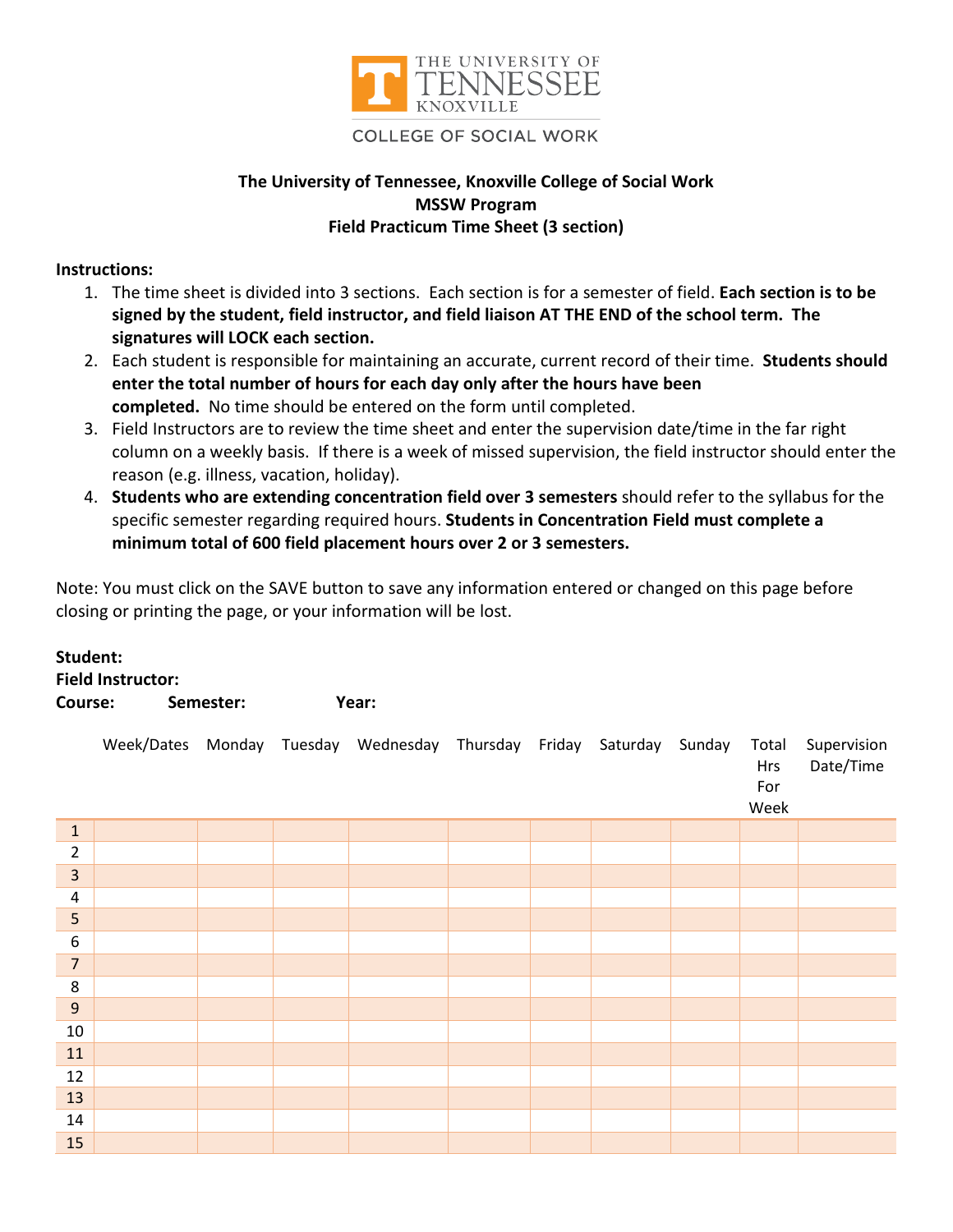THE UNIVERSITY OF TENNESSEE KNOXVILLE

COLLEGE OF SOCIAL WORK

**The University of Tennessee, Knoxville College of Social Work**
**MSSW Program**
**Field Practicum Time Sheet (3 section)**

**Instructions:**

1. The time sheet is divided into 3 sections. Each section is for a semester of field. **Each section is to be signed by the student, field instructor, and field liaison AT THE END of the school term. The signatures will LOCK each section.**
2. Each student is responsible for maintaining an accurate, current record of their time. **Students should enter the total number of hours for each day only after the hours have been completed.** No time should be entered on the form until completed.
3. Field Instructors are to review the time sheet and enter the supervision date/time in the far right column on a weekly basis. If there is a week of missed supervision, the field instructor should enter the reason (e.g. illness, vacation, holiday).
4. **Students who are extending concentration field over 3 semesters** should refer to the syllabus for the specific semester regarding required hours. **Students in Concentration Field must complete a minimum total of 600 field placement hours over 2 or 3 semesters.**

Note: You must click on the SAVE button to save any information entered or changed on this page before closing or printing the page, or your information will be lost.

**Student:**
**Field Instructor:**
**Course:** **Semester:** **Year:**

| | Week/Dates | Monday | Tuesday | Wednesday | Thursday | Friday | Saturday | Sunday | Total Hrs For Week | Supervision Date/Time |
|---|---|---|---|---|---|---|---|---|---|---|
| 1 | | | | | | | | | | |
| 2 | | | | | | | | | | |
| 3 | | | | | | | | | | |
| 4 | | | | | | | | | | |
| 5 | | | | | | | | | | |
| 6 | | | | | | | | | | |
| 7 | | | | | | | | | | |
| 8 | | | | | | | | | | |
| 9 | | | | | | | | | | |
| 10 | | | | | | | | | | |
| 11 | | | | | | | | | | |
| 12 | | | | | | | | | | |
| 13 | | | | | | | | | | |
| 14 | | | | | | | | | | |
| 15 | | | | | | | | | | |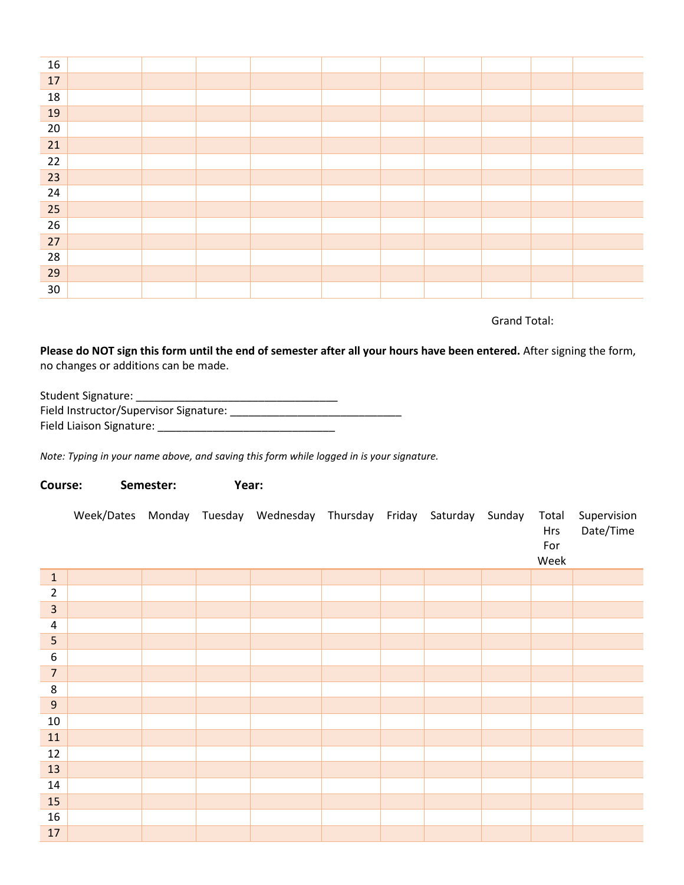| | | | | | | | | | | |
|---|---|---|---|---|---|---|---|---|---|---|
| 16 | | | | | | | | | | |
| 17 | | | | | | | | | | |
| 18 | | | | | | | | | | |
| 19 | | | | | | | | | | |
| 20 | | | | | | | | | | |
| 21 | | | | | | | | | | |
| 22 | | | | | | | | | | |
| 23 | | | | | | | | | | |
| 24 | | | | | | | | | | |
| 25 | | | | | | | | | | |
| 26 | | | | | | | | | | |
| 27 | | | | | | | | | | |
| 28 | | | | | | | | | | |
| 29 | | | | | | | | | | |
| 30 | | | | | | | | | | |

Grand Total:

**Please do NOT sign this form until the end of semester after all your hours have been entered.** After signing the form, no changes or additions can be made.

Student Signature: ___________________________________
Field Instructor/Supervisor Signature: ______________________________
Field Liaison Signature: ______________________________

*Note: Typing in your name above, and saving this form while logged in is your signature.*

**Course:** **Semester:** **Year:**

| | Week/Dates | Monday | Tuesday | Wednesday | Thursday | Friday | Saturday | Sunday | Total Hrs For Week | Supervision Date/Time |
|---|---|---|---|---|---|---|---|---|---|---|
| 1 | | | | | | | | | | |
| 2 | | | | | | | | | | |
| 3 | | | | | | | | | | |
| 4 | | | | | | | | | | |
| 5 | | | | | | | | | | |
| 6 | | | | | | | | | | |
| 7 | | | | | | | | | | |
| 8 | | | | | | | | | | |
| 9 | | | | | | | | | | |
| 10 | | | | | | | | | | |
| 11 | | | | | | | | | | |
| 12 | | | | | | | | | | |
| 13 | | | | | | | | | | |
| 14 | | | | | | | | | | |
| 15 | | | | | | | | | | |
| 16 | | | | | | | | | | |
| 17 | | | | | | | | | | |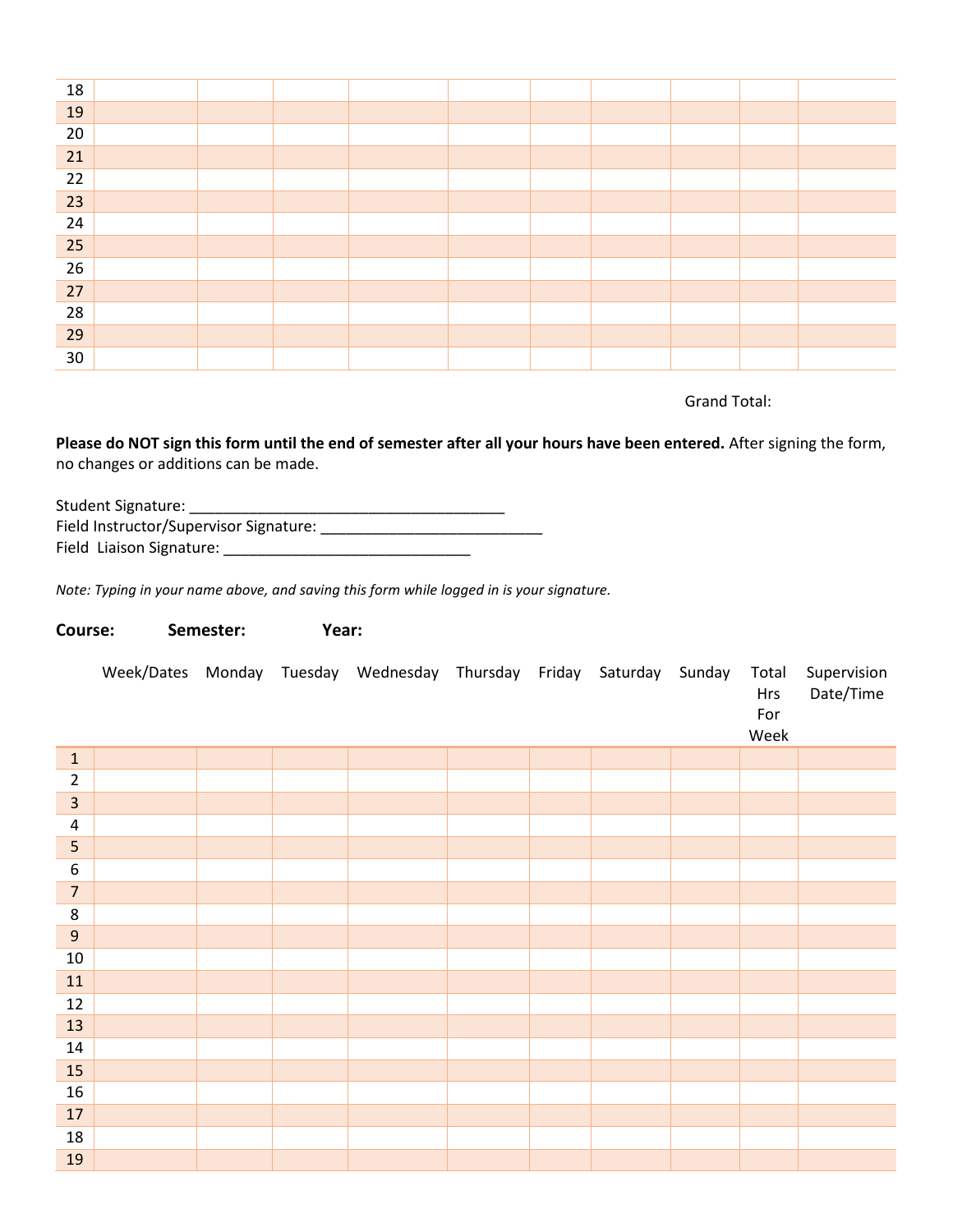| | | | | | | | | | | |
|---|---|---|---|---|---|---|---|---|---|---|
| 18 | | | | | | | | | | |
| 19 | | | | | | | | | | |
| 20 | | | | | | | | | | |
| 21 | | | | | | | | | | |
| 22 | | | | | | | | | | |
| 23 | | | | | | | | | | |
| 24 | | | | | | | | | | |
| 25 | | | | | | | | | | |
| 26 | | | | | | | | | | |
| 27 | | | | | | | | | | |
| 28 | | | | | | | | | | |
| 29 | | | | | | | | | | |
| 30 | | | | | | | | | | |

Grand Total:

**Please do NOT sign this form until the end of semester after all your hours have been entered.** After signing the form, no changes or additions can be made.

Student Signature: ______________________________________
Field Instructor/Supervisor Signature: __________________________
Field Liaison Signature: _____________________________

*Note: Typing in your name above, and saving this form while logged in is your signature.*

**Course:** **Semester:** **Year:**

| | Week/Dates | Monday | Tuesday | Wednesday | Thursday | Friday | Saturday | Sunday | Total Hrs For Week | Supervision Date/Time |
|---|---|---|---|---|---|---|---|---|---|---|
| 1 | | | | | | | | | | |
| 2 | | | | | | | | | | |
| 3 | | | | | | | | | | |
| 4 | | | | | | | | | | |
| 5 | | | | | | | | | | |
| 6 | | | | | | | | | | |
| 7 | | | | | | | | | | |
| 8 | | | | | | | | | | |
| 9 | | | | | | | | | | |
| 10 | | | | | | | | | | |
| 11 | | | | | | | | | | |
| 12 | | | | | | | | | | |
| 13 | | | | | | | | | | |
| 14 | | | | | | | | | | |
| 15 | | | | | | | | | | |
| 16 | | | | | | | | | | |
| 17 | | | | | | | | | | |
| 18 | | | | | | | | | | |
| 19 | | | | | | | | | | |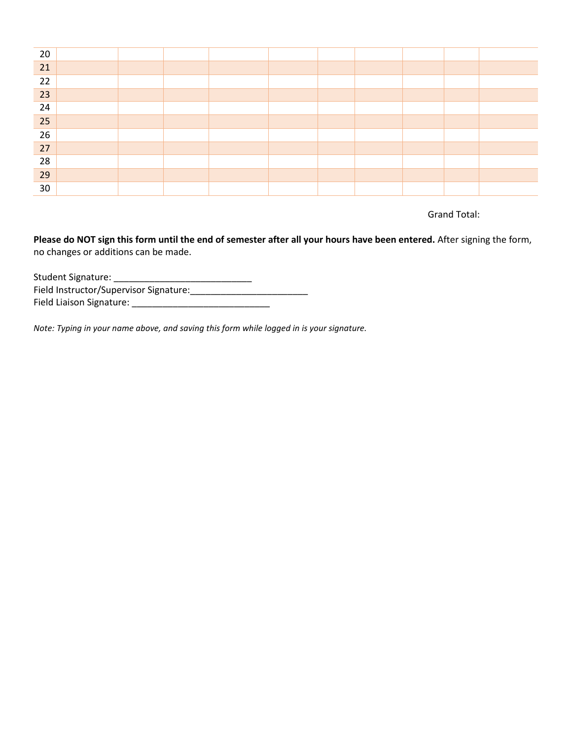| | | | | | | | | | | |
|---|---|---|---|---|---|---|---|---|---|---|
| 20 | | | | | | | | | | |
| 21 | | | | | | | | | | |
| 22 | | | | | | | | | | |
| 23 | | | | | | | | | | |
| 24 | | | | | | | | | | |
| 25 | | | | | | | | | | |
| 26 | | | | | | | | | | |
| 27 | | | | | | | | | | |
| 28 | | | | | | | | | | |
| 29 | | | | | | | | | | |
| 30 | | | | | | | | | | |

Grand Total:

**Please do NOT sign this form until the end of semester after all your hours have been entered.** After signing the form, no changes or additions can be made.

Student Signature: ___________________________
Field Instructor/Supervisor Signature:_______________________
Field Liaison Signature: ___________________________

*Note: Typing in your name above, and saving this form while logged in is your signature.*